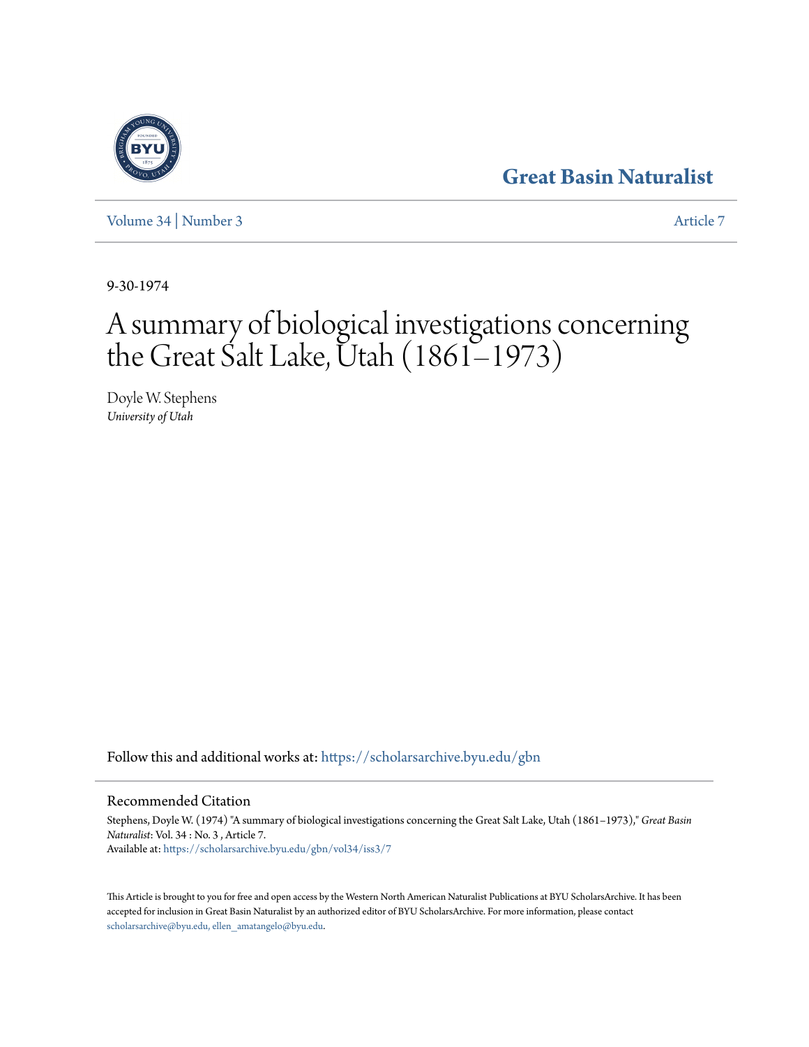# Great Basin Naturalist

Volume 34 | Number 3 — Article 7

9-30-1974

# A summary of biological investigations concerning the Great Salt Lake, Utah (1861–1973)

Doyle W. Stephens

*University of Utah*

Follow this and additional works at: https://scholarsarchive.byu.edu/gbn

## Recommended Citation

Stephens, Doyle W. (1974) "A summary of biological investigations concerning the Great Salt Lake, Utah (1861–1973)," *Great Basin Naturalist*: Vol. 34 : No. 3 , Article 7.
Available at: https://scholarsarchive.byu.edu/gbn/vol34/iss3/7

This Article is brought to you for free and open access by the Western North American Naturalist Publications at BYU ScholarsArchive. It has been accepted for inclusion in Great Basin Naturalist by an authorized editor of BYU ScholarsArchive. For more information, please contact scholarsarchive@byu.edu, ellen_amatangelo@byu.edu.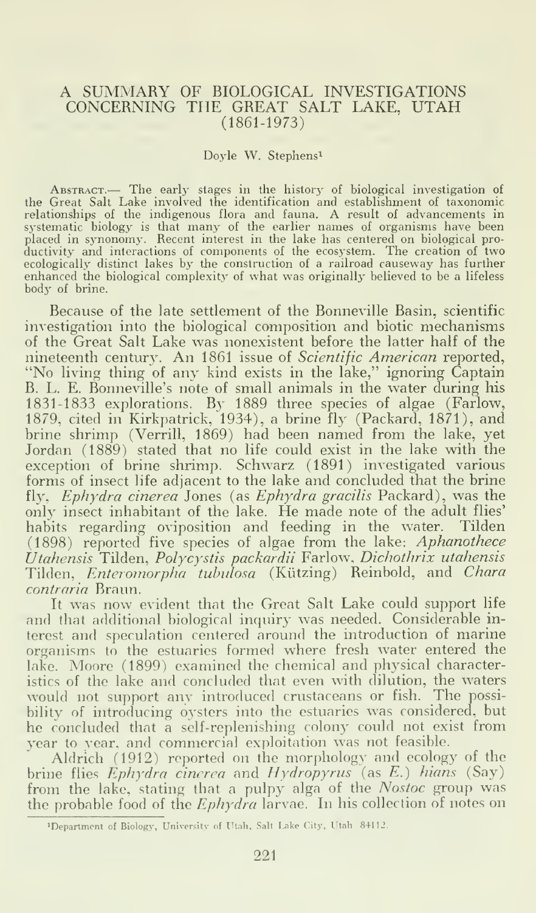# A SUMMARY OF BIOLOGICAL INVESTIGATIONS CONCERNING THE GREAT SALT LAKE, UTAH (1861-1973)

Doyle W. Stephens[1]

Abstract.— The early stages in the history of biological investigation of the Great Salt Lake involved the identification and establishment of taxonomic relationships of the indigenous flora and fauna. A result of advancements in systematic biology is that many of the earlier names of organisms have been placed in synonomy. Recent interest in the lake has centered on biological productivity and interactions of components of the ecosystem. The creation of two ecologically distinct lakes by the construction of a railroad causeway has further enhanced the biological complexity of what was originally believed to be a lifeless body of brine.

Because of the late settlement of the Bonneville Basin, scientific investigation into the biological composition and biotic mechanisms of the Great Salt Lake was nonexistent before the latter half of the nineteenth century. An 1861 issue of *Scientific American* reported, "No living thing of any kind exists in the lake," ignoring Captain B. L. E. Bonneville's note of small animals in the water during his 1831-1833 explorations. By 1889 three species of algae (Farlow, 1879, cited in Kirkpatrick, 1934), a brine fly (Packard, 1871), and brine shrimp (Verrill, 1869) had been named from the lake, yet Jordan (1889) stated that no life could exist in the lake with the exception of brine shrimp. Schwarz (1891) investigated various forms of insect life adjacent to the lake and concluded that the brine fly, *Ephydra cinerea* Jones (as *Ephydra gracilis* Packard), was the only insect inhabitant of the lake. He made note of the adult flies' habits regarding oviposition and feeding in the water. Tilden (1898) reported five species of algae from the lake: *Aphanothece Utahensis* Tilden, *Polycystis packardii* Farlow, *Dichothrix utahensis* Tilden, *Enteromorpha tubulosa* (Kützing) Reinbold, and *Chara contraria* Braun.

It was now evident that the Great Salt Lake could support life and that additional biological inquiry was needed. Considerable interest and speculation centered around the introduction of marine organisms to the estuaries formed where fresh water entered the lake. Moore (1899) examined the chemical and physical characteristics of the lake and concluded that even with dilution, the waters would not support any introduced crustaceans or fish. The possibility of introducing oysters into the estuaries was considered, but he concluded that a self-replenishing colony could not exist from year to year, and commercial exploitation was not feasible.

Aldrich (1912) reported on the morphology and ecology of the brine flies *Ephydra cinerea* and *Hydropyrus* (as *E.*) *hians* (Say) from the lake, stating that a pulpy alga of the *Nostoc* group was the probable food of the *Ephydra* larvae. In his collection of notes on

[1]Department of Biology, University of Utah, Salt Lake City, Utah 84112.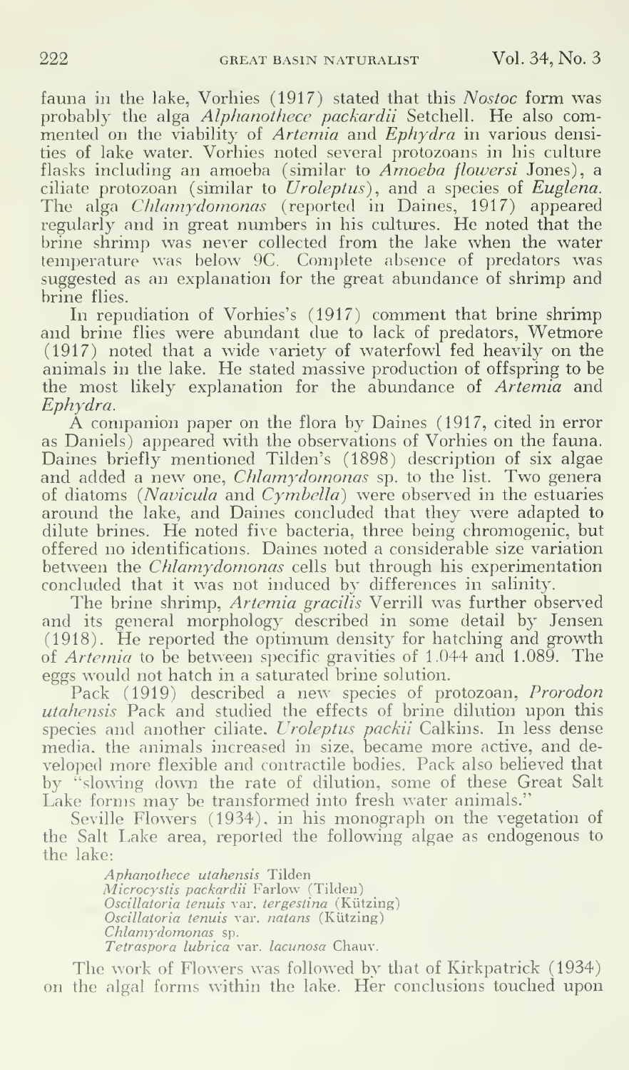fauna in the lake, Vorhies (1917) stated that this *Nostoc* form was probably the alga *Alphanothece packardii* Setchell. He also commented on the viability of *Artemia* and *Ephydra* in various densities of lake water. Vorhies noted several protozoans in his culture flasks including an amoeba (similar to *Amoeba flowersi* Jones), a ciliate protozoan (similar to *Uroleptus*), and a species of *Euglena*. The alga *Chlamydomonas* (reported in Daines, 1917) appeared regularly and in great numbers in his cultures. He noted that the brine shrimp was never collected from the lake when the water temperature was below 9C. Complete absence of predators was suggested as an explanation for the great abundance of shrimp and brine flies.

In repudiation of Vorhies's (1917) comment that brine shrimp and brine flies were abundant due to lack of predators, Wetmore (1917) noted that a wide variety of waterfowl fed heavily on the animals in the lake. He stated massive production of offspring to be the most likely explanation for the abundance of *Artemia* and *Ephydra*.

A companion paper on the flora by Daines (1917, cited in error as Daniels) appeared with the observations of Vorhies on the fauna. Daines briefly mentioned Tilden's (1898) description of six algae and added a new one, *Chlamydomonas* sp. to the list. Two genera of diatoms (*Navicula* and *Cymbella*) were observed in the estuaries around the lake, and Daines concluded that they were adapted to dilute brines. He noted five bacteria, three being chromogenic, but offered no identifications. Daines noted a considerable size variation between the *Chlamydomonas* cells but through his experimentation concluded that it was not induced by differences in salinity.

The brine shrimp, *Artemia gracilis* Verrill was further observed and its general morphology described in some detail by Jensen (1918). He reported the optimum density for hatching and growth of *Artemia* to be between specific gravities of 1.044 and 1.089. The eggs would not hatch in a saturated brine solution.

Pack (1919) described a new species of protozoan, *Prorodon utahensis* Pack and studied the effects of brine dilution upon this species and another ciliate, *Uroleptus packii* Calkins. In less dense media, the animals increased in size, became more active, and developed more flexible and contractile bodies. Pack also believed that by "slowing down the rate of dilution, some of these Great Salt Lake forms may be transformed into fresh water animals."

Seville Flowers (1934), in his monograph on the vegetation of the Salt Lake area, reported the following algae as endogenous to the lake:

*Aphanothece utahensis* Tilden
*Microcystis packardii* Farlow (Tilden)
*Oscillatoria tenuis* var. *tergestina* (Kützing)
*Oscillatoria tenuis* var. *natans* (Kützing)
*Chlamydomonas* sp.
*Tetraspora lubrica* var. *lacunosa* Chauv.

The work of Flowers was followed by that of Kirkpatrick (1934) on the algal forms within the lake. Her conclusions touched upon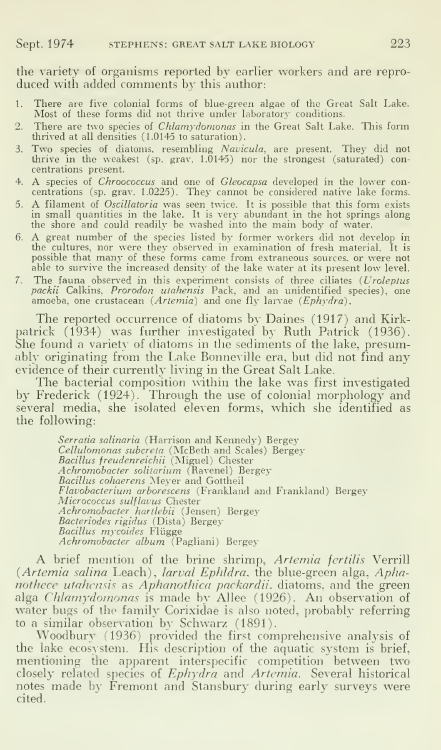the variety of organisms reported by earlier workers and are reproduced with added comments by this author:

1. There are five colonial forms of blue-green algae of the Great Salt Lake. Most of these forms did not thrive under laboratory conditions.
2. There are two species of *Chlamydomonas* in the Great Salt Lake. This form thrived at all densities (1.0145 to saturation).
3. Two species of diatoms, resembling *Navicula*, are present. They did not thrive in the weakest (sp. grav. 1.0145) nor the strongest (saturated) concentrations present.
4. A species of *Chroococcus* and one of *Gleocapsa* developed in the lower concentrations (sp. grav. 1.0225). They cannot be considered native lake forms.
5. A filament of *Oscillatoria* was seen twice. It is possible that this form exists in small quantities in the lake. It is very abundant in the hot springs along the shore and could readily be washed into the main body of water.
6. A great number of the species listed by former workers did not develop in the cultures, nor were they observed in examination of fresh material. It is possible that many of these forms came from extraneous sources, or were not able to survive the increased density of the lake water at its present low level.
7. The fauna observed in this experiment consists of three ciliates (*Uroleptus packii* Calkins, *Prorodon utahensis* Pack, and an unidentified species), one amoeba, one crustacean (*Artemia*) and one fly larvae (*Ephydra*).

The reported occurrence of diatoms by Daines (1917) and Kirkpatrick (1934) was further investigated by Ruth Patrick (1936). She found a variety of diatoms in the sediments of the lake, presumably originating from the Lake Bonneville era, but did not find any evidence of their currently living in the Great Salt Lake.

The bacterial composition within the lake was first investigated by Frederick (1924). Through the use of colonial morphology and several media, she isolated eleven forms, which she identified as the following:

*Serratia salinaria* (Harrison and Kennedy) Bergey
*Cellulomonas subcreta* (McBeth and Scales) Bergey
*Bacillus freudenreichii* (Miguel) Chester
*Achromobacter solitarium* (Ravenel) Bergey
*Bacillus cohaerens* Meyer and Gottheil
*Flavobacterium arborescens* (Frankland and Frankland) Bergey
*Micrococcus sulflavus* Chester
*Achromobacter hartlebii* (Jensen) Bergey
*Bacteriodes rigidus* (Dista) Bergey
*Bacillus mycoides* Flügge
*Achromobacter album* (Pagliani) Bergey

A brief mention of the brine shrimp, *Artemia fertilis* Verrill (*Artemia salina* Leach), *larval Ephldra*, the blue-green alga, *Aphanothece utahensis* as *Aphanothica packardii*, diatoms, and the green alga *Chlamydomonas* is made by Allee (1926). An observation of water bugs of the family Corixidae is also noted, probably referring to a similar observation by Schwarz (1891).

Woodbury (1936) provided the first comprehensive analysis of the lake ecosystem. His description of the aquatic system is brief, mentioning the apparent interspecific competition between two closely related species of *Ephydra* and *Artemia*. Several historical notes made by Fremont and Stansbury during early surveys were cited.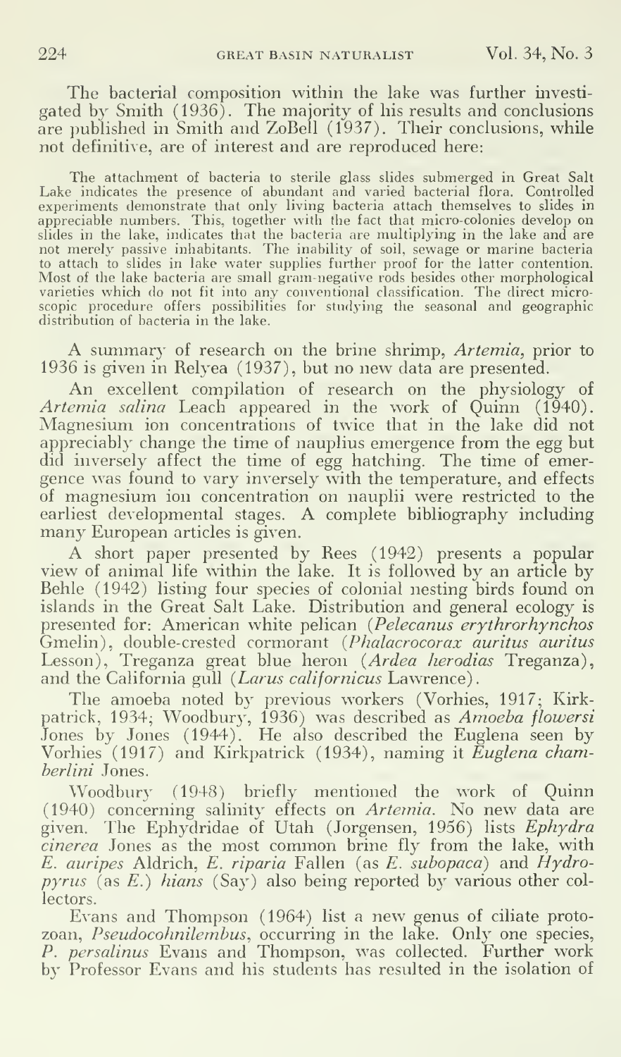The bacterial composition within the lake was further investigated by Smith (1936). The majority of his results and conclusions are published in Smith and ZoBell (1937). Their conclusions, while not definitive, are of interest and are reproduced here:

> The attachment of bacteria to sterile glass slides submerged in Great Salt Lake indicates the presence of abundant and varied bacterial flora. Controlled experiments demonstrate that only living bacteria attach themselves to slides in appreciable numbers. This, together with the fact that micro-colonies develop on slides in the lake, indicates that the bacteria are multiplying in the lake and are not merely passive inhabitants. The inability of soil, sewage or marine bacteria to attach to slides in lake water supplies further proof for the latter contention. Most of the lake bacteria are small gram-negative rods besides other morphological varieties which do not fit into any conventional classification. The direct microscopic procedure offers possibilities for studying the seasonal and geographic distribution of bacteria in the lake.

A summary of research on the brine shrimp, *Artemia*, prior to 1936 is given in Relyea (1937), but no new data are presented.

An excellent compilation of research on the physiology of *Artemia salina* Leach appeared in the work of Quinn (1940). Magnesium ion concentrations of twice that in the lake did not appreciably change the time of nauplius emergence from the egg but did inversely affect the time of egg hatching. The time of emergence was found to vary inversely with the temperature, and effects of magnesium ion concentration on nauplii were restricted to the earliest developmental stages. A complete bibliography including many European articles is given.

A short paper presented by Rees (1942) presents a popular view of animal life within the lake. It is followed by an article by Behle (1942) listing four species of colonial nesting birds found on islands in the Great Salt Lake. Distribution and general ecology is presented for: American white pelican (*Pelecanus erythrorhynchos* Gmelin), double-crested cormorant (*Phalacrocorax auritus auritus* Lesson), Treganza great blue heron (*Ardea herodias* Treganza), and the California gull (*Larus californicus* Lawrence).

The amoeba noted by previous workers (Vorhies, 1917; Kirkpatrick, 1934; Woodbury, 1936) was described as *Amoeba flowersi* Jones by Jones (1944). He also described the Euglena seen by Vorhies (1917) and Kirkpatrick (1934), naming it *Euglena chamberlini* Jones.

Woodbury (1948) briefly mentioned the work of Quinn (1940) concerning salinity effects on *Artemia*. No new data are given. The Ephydridae of Utah (Jorgensen, 1956) lists *Ephydra cinerea* Jones as the most common brine fly from the lake, with *E. auripes* Aldrich, *E. riparia* Fallen (as *E. subopaca*) and *Hydropyrus* (as *E.*) *hians* (Say) also being reported by various other collectors.

Evans and Thompson (1964) list a new genus of ciliate protozoan, *Pseudocohnilembus*, occurring in the lake. Only one species, *P. persalinus* Evans and Thompson, was collected. Further work by Professor Evans and his students has resulted in the isolation of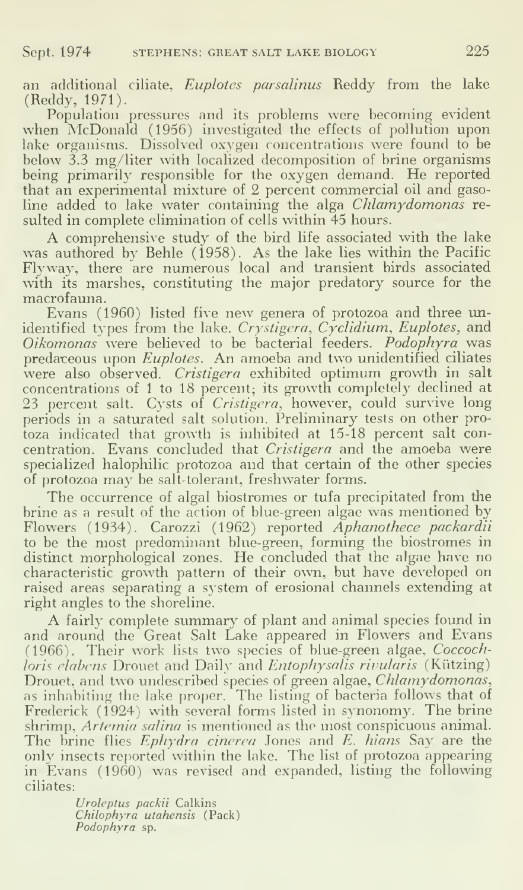an additional ciliate, *Euplotes parsalinus* Reddy from the lake (Reddy, 1971).

Population pressures and its problems were becoming evident when McDonald (1956) investigated the effects of pollution upon lake organisms. Dissolved oxygen concentrations were found to be below 3.3 mg/liter with localized decomposition of brine organisms being primarily responsible for the oxygen demand. He reported that an experimental mixture of 2 percent commercial oil and gasoline added to lake water containing the alga *Chlamydomonas* resulted in complete elimination of cells within 45 hours.

A comprehensive study of the bird life associated with the lake was authored by Behle (1958). As the lake lies within the Pacific Flyway, there are numerous local and transient birds associated with its marshes, constituting the major predatory source for the macrofauna.

Evans (1960) listed five new genera of protozoa and three unidentified types from the lake. *Crystigera*, *Cyclidium*, *Euplotes*, and *Oikomonas* were believed to be bacterial feeders. *Podophyra* was predaceous upon *Euplotes*. An amoeba and two unidentified ciliates were also observed. *Cristigera* exhibited optimum growth in salt concentrations of 1 to 18 percent; its growth completely declined at 23 percent salt. Cysts of *Cristigera*, however, could survive long periods in a saturated salt solution. Preliminary tests on other protozoa indicated that growth is inhibited at 15-18 percent salt concentration. Evans concluded that *Cristigera* and the amoeba were specialized halophilic protozoa and that certain of the other species of protozoa may be salt-tolerant, freshwater forms.

The occurrence of algal biostromes or tufa precipitated from the brine as a result of the action of blue-green algae was mentioned by Flowers (1934). Carozzi (1962) reported *Aphanothece packardii* to be the most predominant blue-green, forming the biostromes in distinct morphological zones. He concluded that the algae have no characteristic growth pattern of their own, but have developed on raised areas separating a system of erosional channels extending at right angles to the shoreline.

A fairly complete summary of plant and animal species found in and around the Great Salt Lake appeared in Flowers and Evans (1966). Their work lists two species of blue-green algae, *Coccochloris elabens* Drouet and Daily and *Entophysalis rivularis* (Kützing) Drouet, and two undescribed species of green algae, *Chlamydomonas*, as inhabiting the lake proper. The listing of bacteria follows that of Frederick (1924) with several forms listed in synonomy. The brine shrimp, *Artemia salina* is mentioned as the most conspicuous animal. The brine flies *Ephydra cinerea* Jones and *E. hians* Say are the only insects reported within the lake. The list of protozoa appearing in Evans (1960) was revised and expanded, listing the following ciliates:

*Uroleptus packii* Calkins
*Chilophyra utahensis* (Pack)
*Podophyra* sp.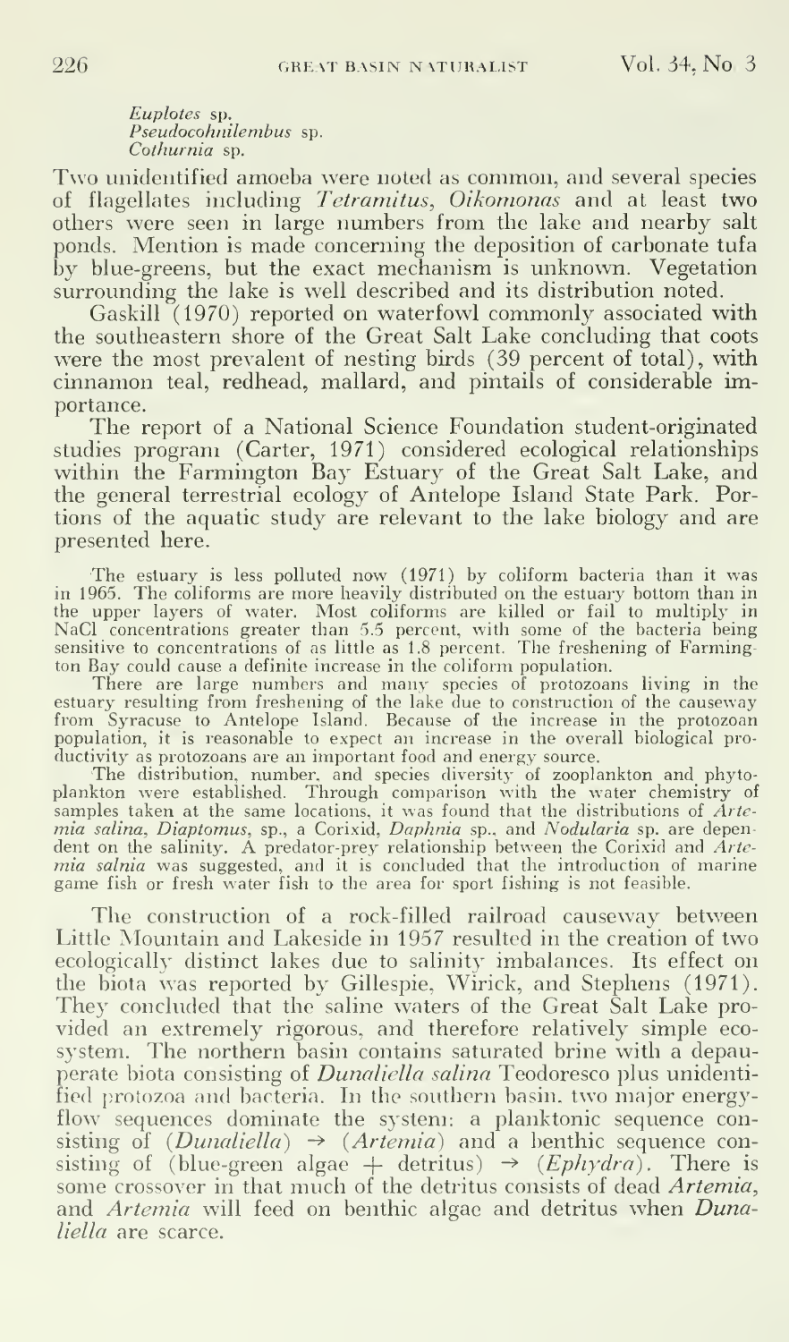*Euplotes* sp.
*Pseudocohnilembus* sp.
*Cothurnia* sp.

Two unidentified amoeba were noted as common, and several species of flagellates including *Tetramitus*, *Oikomonas* and at least two others were seen in large numbers from the lake and nearby salt ponds. Mention is made concerning the deposition of carbonate tufa by blue-greens, but the exact mechanism is unknown. Vegetation surrounding the lake is well described and its distribution noted.

Gaskill (1970) reported on waterfowl commonly associated with the southeastern shore of the Great Salt Lake concluding that coots were the most prevalent of nesting birds (39 percent of total), with cinnamon teal, redhead, mallard, and pintails of considerable importance.

The report of a National Science Foundation student-originated studies program (Carter, 1971) considered ecological relationships within the Farmington Bay Estuary of the Great Salt Lake, and the general terrestrial ecology of Antelope Island State Park. Portions of the aquatic study are relevant to the lake biology and are presented here.

> The estuary is less polluted now (1971) by coliform bacteria than it was in 1965. The coliforms are more heavily distributed on the estuary bottom than in the upper layers of water. Most coliforms are killed or fail to multiply in NaCl concentrations greater than 5.5 percent, with some of the bacteria being sensitive to concentrations of as little as 1.8 percent. The freshening of Farmington Bay could cause a definite increase in the coliform population.
>
> There are large numbers and many species of protozoans living in the estuary resulting from freshening of the lake due to construction of the causeway from Syracuse to Antelope Island. Because of the increase in the protozoan population, it is reasonable to expect an increase in the overall biological productivity as protozoans are an important food and energy source.
>
> The distribution, number, and species diversity of zooplankton and phytoplankton were established. Through comparison with the water chemistry of samples taken at the same locations, it was found that the distributions of *Artemia salina*, *Diaptomus*, sp., a Corixid, *Daphnia* sp., and *Nodularia* sp. are dependent on the salinity. A predator-prey relationship between the Corixid and *Artemia salnia* was suggested, and it is concluded that the introduction of marine game fish or fresh water fish to the area for sport fishing is not feasible.

The construction of a rock-filled railroad causeway between Little Mountain and Lakeside in 1957 resulted in the creation of two ecologically distinct lakes due to salinity imbalances. Its effect on the biota was reported by Gillespie, Wirick, and Stephens (1971). They concluded that the saline waters of the Great Salt Lake provided an extremely rigorous, and therefore relatively simple ecosystem. The northern basin contains saturated brine with a depauperate biota consisting of *Dunaliella salina* Teodoresco plus unidentified protozoa and bacteria. In the southern basin, two major energy-flow sequences dominate the system: a planktonic sequence consisting of (*Dunaliella*) → (*Artemia*) and a benthic sequence consisting of (blue-green algae + detritus) → (*Ephydra*). There is some crossover in that much of the detritus consists of dead *Artemia*, and *Artemia* will feed on benthic algae and detritus when *Dunaliella* are scarce.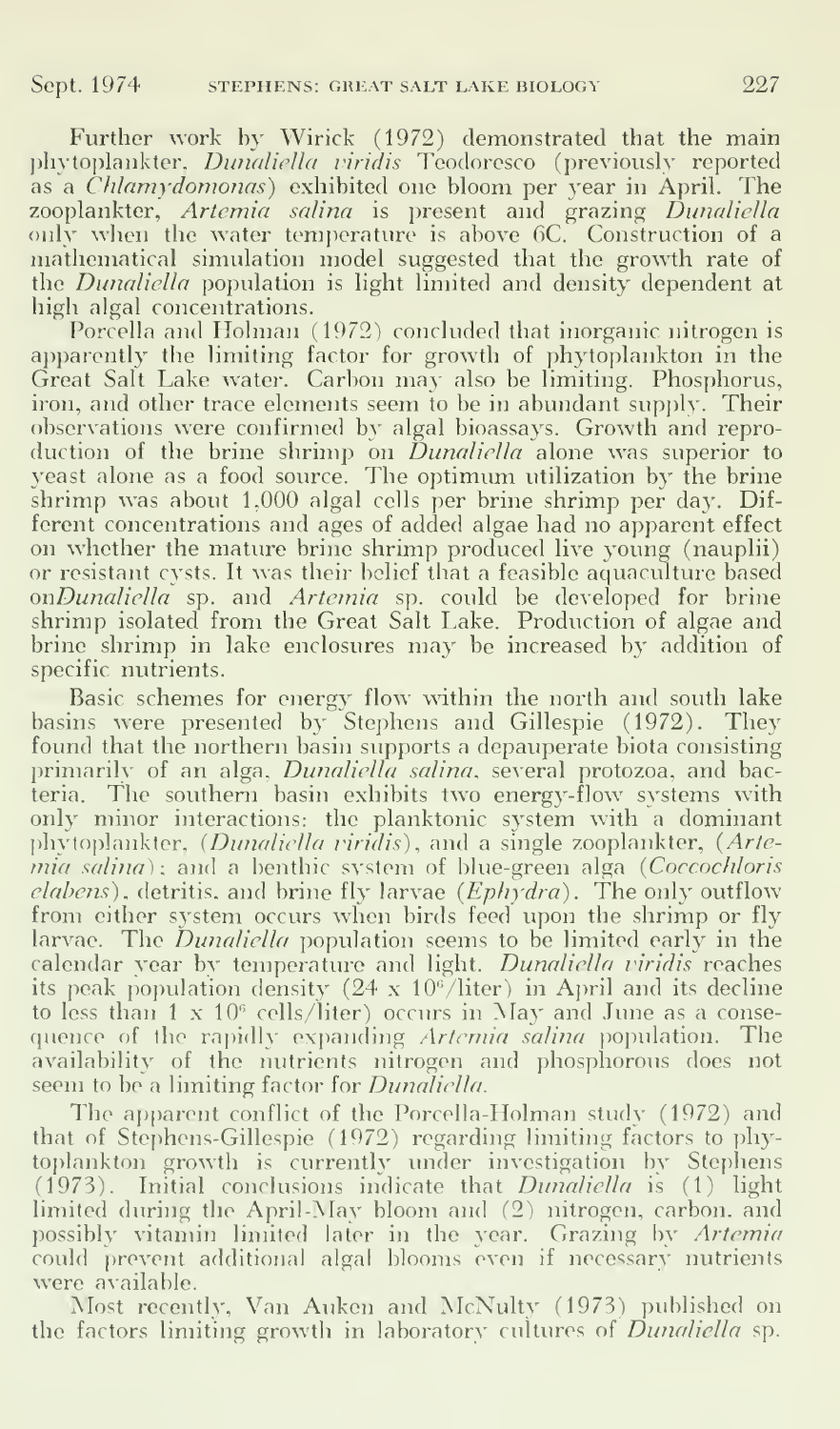Further work by Wirick (1972) demonstrated that the main phytoplankter, *Dunaliella viridis* Teodoresco (previously reported as a *Chlamydomonas*) exhibited one bloom per year in April. The zooplankter, *Artemia salina* is present and grazing *Dunaliella* only when the water temperature is above 6C. Construction of a mathematical simulation model suggested that the growth rate of the *Dunaliella* population is light limited and density dependent at high algal concentrations.

Porcella and Holman (1972) concluded that inorganic nitrogen is apparently the limiting factor for growth of phytoplankton in the Great Salt Lake water. Carbon may also be limiting. Phosphorus, iron, and other trace elements seem to be in abundant supply. Their observations were confirmed by algal bioassays. Growth and reproduction of the brine shrimp on *Dunaliella* alone was superior to yeast alone as a food source. The optimum utilization by the brine shrimp was about 1,000 algal cells per brine shrimp per day. Different concentrations and ages of added algae had no apparent effect on whether the mature brine shrimp produced live young (nauplii) or resistant cysts. It was their belief that a feasible aquaculture based on*Dunaliella* sp. and *Artemia* sp. could be developed for brine shrimp isolated from the Great Salt Lake. Production of algae and brine shrimp in lake enclosures may be increased by addition of specific nutrients.

Basic schemes for energy flow within the north and south lake basins were presented by Stephens and Gillespie (1972). They found that the northern basin supports a depauperate biota consisting primarily of an alga, *Dunaliella salina*, several protozoa, and bacteria. The southern basin exhibits two energy-flow systems with only minor interactions: the planktonic system with a dominant phytoplankter, (*Dunaliella viridis*), and a single zooplankter, (*Artemia salina*); and a benthic system of blue-green alga (*Coccochloris elabens*), detritis, and brine fly larvae (*Ephydra*). The only outflow from either system occurs when birds feed upon the shrimp or fly larvae. The *Dunaliella* population seems to be limited early in the calendar year by temperature and light. *Dunaliella viridis* reaches its peak population density ($24 \times 10^6$/liter) in April and its decline to less than $1 \times 10^6$ cells/liter) occurs in May and June as a consequence of the rapidly expanding *Artemia salina* population. The availability of the nutrients nitrogen and phosphorous does not seem to be a limiting factor for *Dunaliella*.

The apparent conflict of the Porcella-Holman study (1972) and that of Stephens-Gillespie (1972) regarding limiting factors to phytoplankton growth is currently under investigation by Stephens (1973). Initial conclusions indicate that *Dunaliella* is (1) light limited during the April-May bloom and (2) nitrogen, carbon, and possibly vitamin limited later in the year. Grazing by *Artemia* could prevent additional algal blooms even if necessary nutrients were available.

Most recently, Van Auken and McNulty (1973) published on the factors limiting growth in laboratory cultures of *Dunaliella* sp.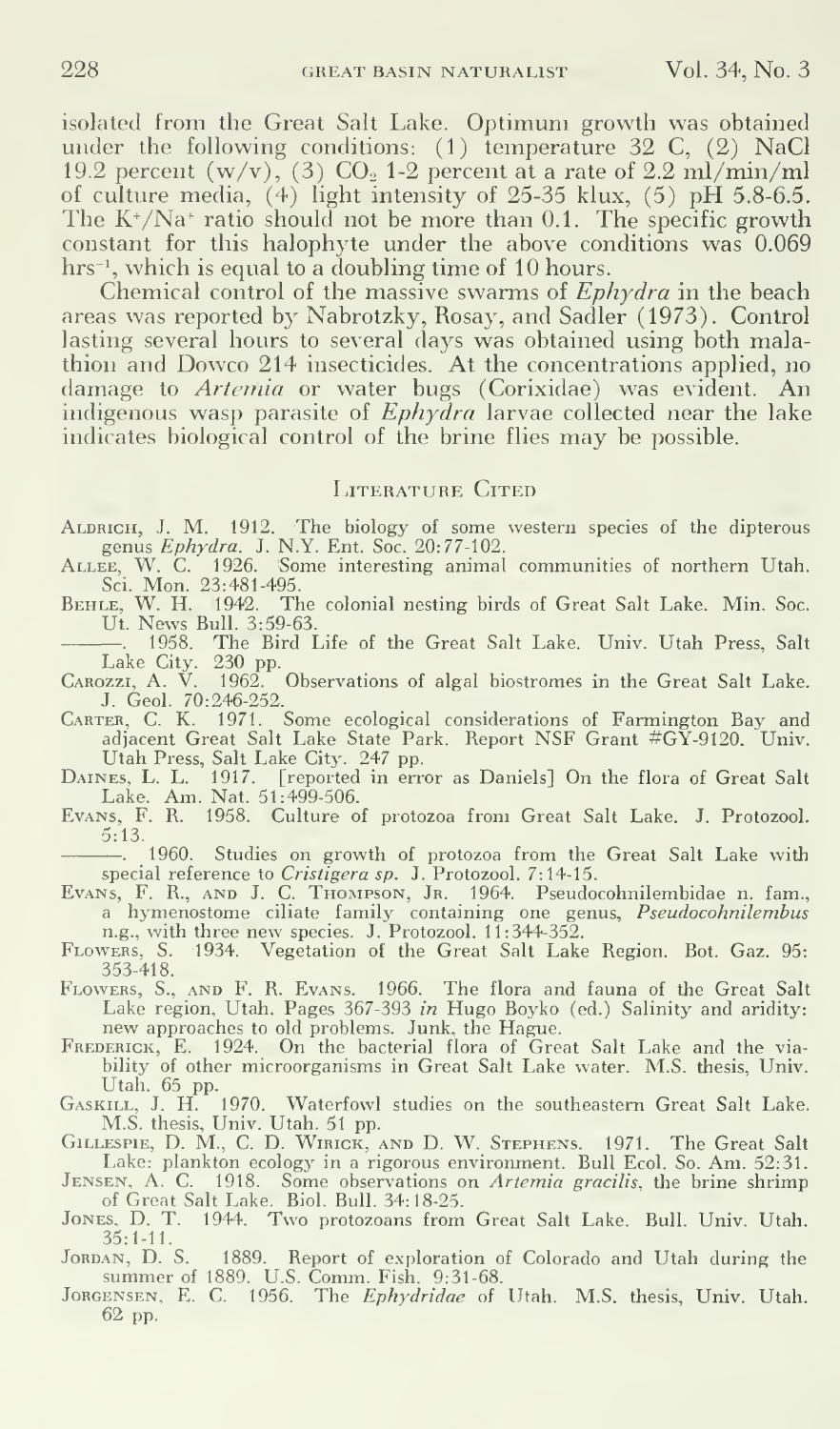isolated from the Great Salt Lake. Optimum growth was obtained under the following conditions: (1) temperature 32 C, (2) NaCl 19.2 percent (w/v), (3) $CO_2$ 1-2 percent at a rate of 2.2 ml/min/ml of culture media, (4) light intensity of 25-35 klux, (5) pH 5.8-6.5. The $K^+/Na^+$ ratio should not be more than 0.1. The specific growth constant for this halophyte under the above conditions was 0.069 $hrs^{-1}$, which is equal to a doubling time of 10 hours.

Chemical control of the massive swarms of *Ephydra* in the beach areas was reported by Nabrotzky, Rosay, and Sadler (1973). Control lasting several hours to several days was obtained using both malathion and Dowco 214 insecticides. At the concentrations applied, no damage to *Artemia* or water bugs (Corixidae) was evident. An indigenous wasp parasite of *Ephydra* larvae collected near the lake indicates biological control of the brine flies may be possible.

## Literature Cited

Aldrich, J. M. 1912. The biology of some western species of the dipterous genus *Ephydra*. J. N.Y. Ent. Soc. 20:77-102.

Allee, W. C. 1926. Some interesting animal communities of northern Utah. Sci. Mon. 23:481-495.

Behle, W. H. 1942. The colonial nesting birds of Great Salt Lake. Min. Soc. Ut. News Bull. 3:59-63.

———. 1958. The Bird Life of the Great Salt Lake. Univ. Utah Press, Salt Lake City. 230 pp.

Carozzi, A. V. 1962. Observations of algal biostromes in the Great Salt Lake. J. Geol. 70:246-252.

Carter, C. K. 1971. Some ecological considerations of Farmington Bay and adjacent Great Salt Lake State Park. Report NSF Grant #GY-9120. Univ. Utah Press, Salt Lake City. 247 pp.

Daines, L. L. 1917. [reported in error as Daniels] On the flora of Great Salt Lake. Am. Nat. 51:499-506.

Evans, F. R. 1958. Culture of protozoa from Great Salt Lake. J. Protozool. 5:13.

———. 1960. Studies on growth of protozoa from the Great Salt Lake with special reference to *Cristigera sp.* J. Protozool. 7:14-15.

Evans, F. R., and J. C. Thompson, Jr. 1964. Pseudocohnilembidae n. fam., a hymenostome ciliate family containing one genus, *Pseudocohnilembus* n.g., with three new species. J. Protozool. 11:344-352.

Flowers, S. 1934. Vegetation of the Great Salt Lake Region. Bot. Gaz. 95: 353-418.

Flowers, S., and F. R. Evans. 1966. The flora and fauna of the Great Salt Lake region, Utah. Pages 367-393 *in* Hugo Boyko (ed.) Salinity and aridity: new approaches to old problems. Junk, the Hague.

Frederick, E. 1924. On the bacterial flora of Great Salt Lake and the viability of other microorganisms in Great Salt Lake water. M.S. thesis, Univ. Utah. 65 pp.

Gaskill, J. H. 1970. Waterfowl studies on the southeastern Great Salt Lake. M.S. thesis, Univ. Utah. 51 pp.

Gillespie, D. M., C. D. Wirick, and D. W. Stephens. 1971. The Great Salt Lake: plankton ecology in a rigorous environment. Bull Ecol. So. Am. 52:31.

Jensen, A. C. 1918. Some observations on *Artemia gracilis*, the brine shrimp of Great Salt Lake. Biol. Bull. 34:18-25.

Jones, D. T. 1944. Two protozoans from Great Salt Lake. Bull. Univ. Utah. 35:1-11.

Jordan, D. S. 1889. Report of exploration of Colorado and Utah during the summer of 1889. U.S. Comm. Fish. 9:31-68.

Jorgensen, E. C. 1956. The *Ephydridae* of Utah. M.S. thesis, Univ. Utah. 62 pp.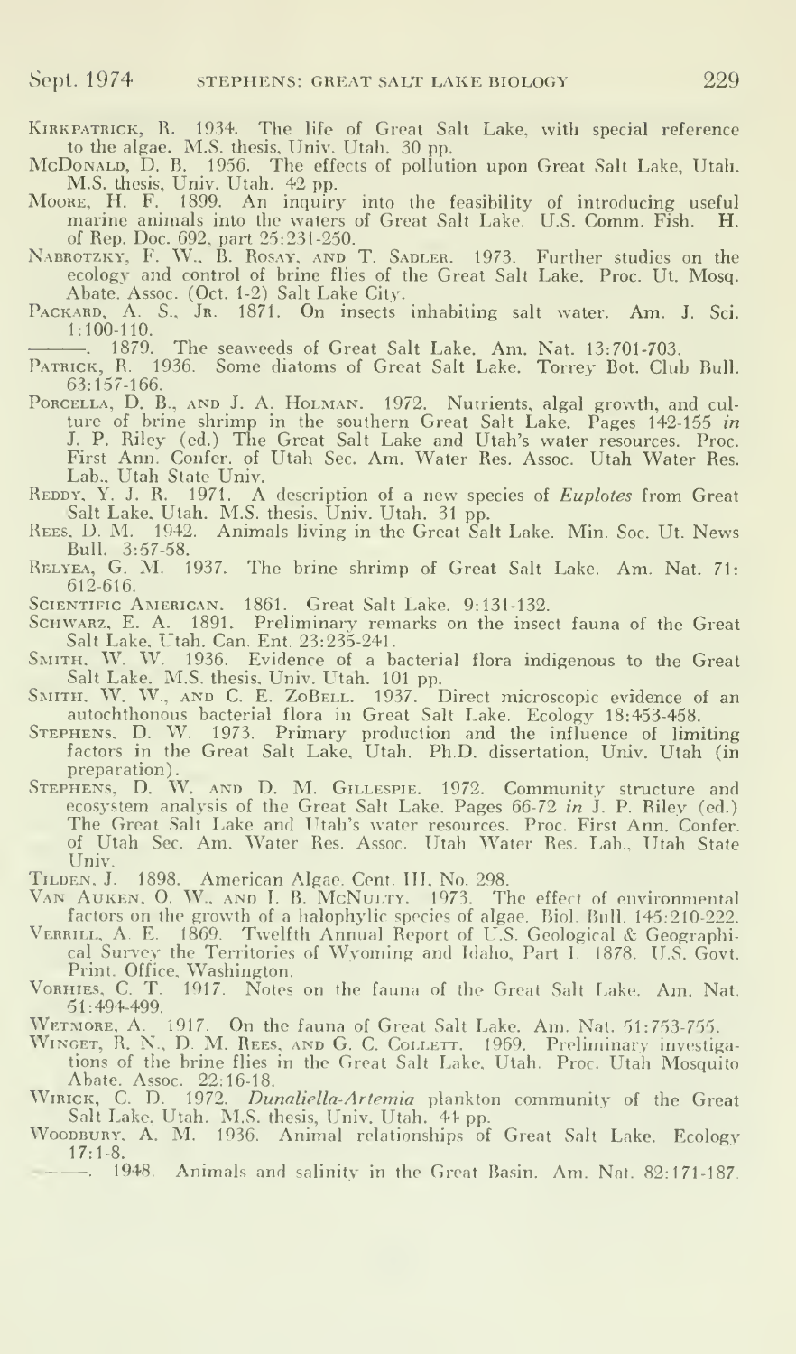Kirkpatrick, R. 1934. The life of Great Salt Lake, with special reference to the algae. M.S. thesis, Univ. Utah. 30 pp.

McDonald, D. B. 1956. The effects of pollution upon Great Salt Lake, Utah. M.S. thesis, Univ. Utah. 42 pp.

Moore, H. F. 1899. An inquiry into the feasibility of introducing useful marine animals into the waters of Great Salt Lake. U.S. Comm. Fish. H. of Rep. Doc. 692, part 25:231-250.

Nabrotzky, F. W., B. Rosay, and T. Sadler. 1973. Further studies on the ecology and control of brine flies of the Great Salt Lake. Proc. Ut. Mosq. Abate. Assoc. (Oct. 1-2) Salt Lake City.

Packard, A. S., Jr. 1871. On insects inhabiting salt water. Am. J. Sci. 1:100-110.

———. 1879. The seaweeds of Great Salt Lake. Am. Nat. 13:701-703.

Patrick, R. 1936. Some diatoms of Great Salt Lake. Torrey Bot. Club Bull. 63:157-166.

Porcella, D. B., and J. A. Holman. 1972. Nutrients, algal growth, and culture of brine shrimp in the southern Great Salt Lake. Pages 142-155 *in* J. P. Riley (ed.) The Great Salt Lake and Utah's water resources. Proc. First Ann. Confer. of Utah Sec. Am. Water Res. Assoc. Utah Water Res. Lab., Utah State Univ.

Reddy, Y. J. R. 1971. A description of a new species of *Euplotes* from Great Salt Lake, Utah. M.S. thesis. Univ. Utah. 31 pp.

Rees, D. M. 1942. Animals living in the Great Salt Lake. Min. Soc. Ut. News Bull. 3:57-58.

Relyea, G. M. 1937. The brine shrimp of Great Salt Lake. Am. Nat. 71: 612-616.

Scientific American. 1861. Great Salt Lake. 9:131-132.

Schwarz, E. A. 1891. Preliminary remarks on the insect fauna of the Great Salt Lake, Utah. Can. Ent. 23:235-241.

Smith, W. W. 1936. Evidence of a bacterial flora indigenous to the Great Salt Lake. M.S. thesis, Univ. Utah. 101 pp.

Smith, W. W., and C. E. ZoBell. 1937. Direct microscopic evidence of an autochthonous bacterial flora in Great Salt Lake. Ecology 18:453-458.

Stephens, D. W. 1973. Primary production and the influence of limiting factors in the Great Salt Lake, Utah. Ph.D. dissertation, Univ. Utah (in preparation).

Stephens, D. W. and D. M. Gillespie. 1972. Community structure and ecosystem analysis of the Great Salt Lake. Pages 66-72 *in* J. P. Riley (ed.) The Great Salt Lake and Utah's water resources. Proc. First Ann. Confer. of Utah Sec. Am. Water Res. Assoc. Utah Water Res. Lab., Utah State Univ.

Tilden, J. 1898. American Algae. Cent. III, No. 298.

Van Auken, O. W., and I. B. McNulty. 1973. The effect of environmental factors on the growth of a halophylic species of algae. Biol. Bull. 145:210-222.

Verrill, A. E. 1869. Twelfth Annual Report of U.S. Geological & Geographical Survey the Territories of Wyoming and Idaho, Part 1. 1878. U.S. Govt. Print. Office, Washington.

Vorhies, C. T. 1917. Notes on the fauna of the Great Salt Lake. Am. Nat. 51:494-499.

Wetmore, A. 1917. On the fauna of Great Salt Lake. Am. Nat. 51:753-755.

Winget, R. N., D. M. Rees, and G. C. Collett. 1969. Preliminary investigations of the brine flies in the Great Salt Lake, Utah. Proc. Utah Mosquito Abate. Assoc. 22:16-18.

Wirick, C. D. 1972. *Dunaliella-Artemia* plankton community of the Great Salt Lake, Utah. M.S. thesis, Univ. Utah. 44 pp.

Woodbury, A. M. 1936. Animal relationships of Great Salt Lake. Ecology 17:1-8.

———. 1948. Animals and salinity in the Great Basin. Am. Nat. 82:171-187.